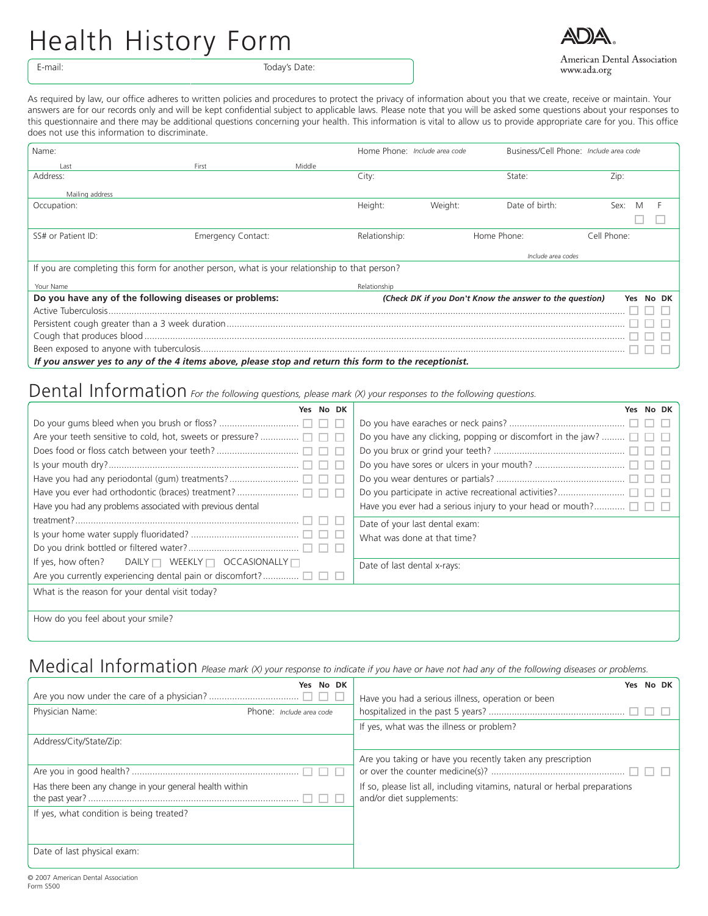# Health History Form

American Dental Association
www.ada.org

| E-mail: | Today's Date: |
|---|---|

As required by law, our office adheres to written policies and procedures to protect the privacy of information about you that we create, receive or maintain. Your answers are for our records only and will be kept confidential subject to applicable laws. Please note that you will be asked some questions about your responses to this questionnaire and there may be additional questions concerning your health. This information is vital to allow us to provide appropriate care for you. This office does not use this information to discriminate.

| Name: (Last / First / Middle) | | | Home Phone: *Include area code* | | Business/Cell Phone: *Include area code* | |
|---|---|---|---|---|---|---|
| Address: (Mailing address) | | | City: | | State: | Zip: |
| Occupation: | | | Height: | Weight: | Date of birth: | Sex: M ☐ F ☐ |
| SS# or Patient ID: | Emergency Contact: | | Relationship: | Home Phone: | | Cell Phone: *(Include area codes)* |

If you are completing this form for another person, what is your relationship to that person?

Your Name ______________________ Relationship ______________________

**Do you have any of the following diseases or problems:** ***(Check DK if you Don't Know the answer to the question)***

| | Yes | No | DK |
|---|---|---|---|
| Active Tuberculosis | ☐ | ☐ | ☐ |
| Persistent cough greater than a 3 week duration | ☐ | ☐ | ☐ |
| Cough that produces blood | ☐ | ☐ | ☐ |
| Been exposed to anyone with tuberculosis | ☐ | ☐ | ☐ |

***If you answer yes to any of the 4 items above, please stop and return this form to the receptionist.***

## Dental Information

*For the following questions, please mark (X) your responses to the following questions.*

| | Yes | No | DK |
|---|---|---|---|
| Do your gums bleed when you brush or floss? | ☐ | ☐ | ☐ |
| Are your teeth sensitive to cold, hot, sweets or pressure? | ☐ | ☐ | ☐ |
| Does food or floss catch between your teeth? | ☐ | ☐ | ☐ |
| Is your mouth dry? | ☐ | ☐ | ☐ |
| Have you had any periodontal (gum) treatments? | ☐ | ☐ | ☐ |
| Have you ever had orthodontic (braces) treatment? | ☐ | ☐ | ☐ |
| Have you had any problems associated with previous dental treatment? | ☐ | ☐ | ☐ |
| Is your home water supply fluoridated? | ☐ | ☐ | ☐ |
| Do you drink bottled or filtered water? | ☐ | ☐ | ☐ |
| If yes, how often? DAILY ☐ WEEKLY ☐ OCCASIONALLY ☐ | | | |
| Are you currently experiencing dental pain or discomfort? | ☐ | ☐ | ☐ |
| Do you have earaches or neck pains? | ☐ | ☐ | ☐ |
| Do you have any clicking, popping or discomfort in the jaw? | ☐ | ☐ | ☐ |
| Do you brux or grind your teeth? | ☐ | ☐ | ☐ |
| Do you have sores or ulcers in your mouth? | ☐ | ☐ | ☐ |
| Do you wear dentures or partials? | ☐ | ☐ | ☐ |
| Do you participate in active recreational activities? | ☐ | ☐ | ☐ |
| Have you ever had a serious injury to your head or mouth? | ☐ | ☐ | ☐ |

Date of your last dental exam:

What was done at that time?

Date of last dental x-rays:

What is the reason for your dental visit today?

How do you feel about your smile?

## Medical Information

*Please mark (X) your response to indicate if you have or have not had any of the following diseases or problems.*

| | Yes | No | DK |
|---|---|---|---|
| Are you now under the care of a physician? | ☐ | ☐ | ☐ |

Physician Name: &nbsp;&nbsp;&nbsp; Phone: *Include area code*

Address/City/State/Zip:

| | Yes | No | DK |
|---|---|---|---|
| Are you in good health? | ☐ | ☐ | ☐ |
| Has there been any change in your general health within the past year? | ☐ | ☐ | ☐ |

If yes, what condition is being treated?

Date of last physical exam:

| | Yes | No | DK |
|---|---|---|---|
| Have you had a serious illness, operation or been hospitalized in the past 5 years? | ☐ | ☐ | ☐ |

If yes, what was the illness or problem?

| | Yes | No | DK |
|---|---|---|---|
| Are you taking or have you recently taken any prescription or over the counter medicine(s)? | ☐ | ☐ | ☐ |

If so, please list all, including vitamins, natural or herbal preparations and/or diet supplements:

© 2007 American Dental Association
Form S500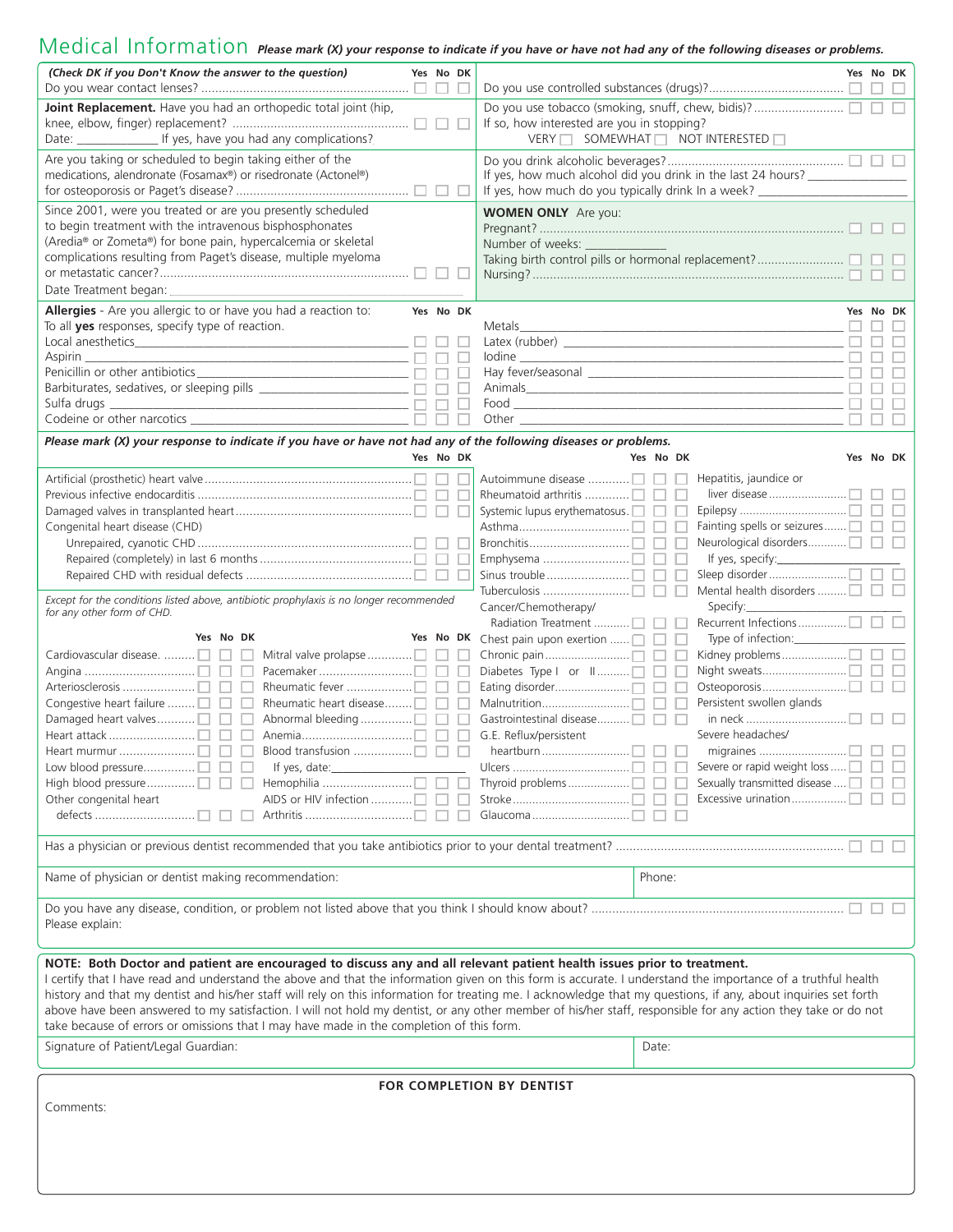# Medical Information

***Please mark (X) your response to indicate if you have or have not had any of the following diseases or problems.***

*(Check DK if you Don't Know the answer to the question)*

| | Yes | No | DK |
|---|---|---|---|
| Do you wear contact lenses? | ☐ | ☐ | ☐ |
| **Joint Replacement.** Have you had an orthopedic total joint (hip, knee, elbow, finger) replacement? | ☐ | ☐ | ☐ |
| Date: _____________ If yes, have you had any complications? | | | |
| Are you taking or scheduled to begin taking either of the medications, alendronate (Fosamax®) or risedronate (Actonel®) for osteoporosis or Paget's disease? | ☐ | ☐ | ☐ |
| Since 2001, were you treated or are you presently scheduled to begin treatment with the intravenous bisphosphonates (Aredia® or Zometa®) for bone pain, hypercalcemia or skeletal complications resulting from Paget's disease, multiple myeloma or metastatic cancer? | ☐ | ☐ | ☐ |
| Date Treatment began: _____________ | | | |

| | Yes | No | DK |
|---|---|---|---|
| Do you use controlled substances (drugs)? | ☐ | ☐ | ☐ |
| Do you use tobacco (smoking, snuff, chew, bidis)? | ☐ | ☐ | ☐ |
| If so, how interested are you in stopping? VERY ☐ SOMEWHAT ☐ NOT INTERESTED ☐ | | | |
| Do you drink alcoholic beverages? | ☐ | ☐ | ☐ |
| If yes, how much alcohol did you drink in the last 24 hours? _____________ | | | |
| If yes, how much do you typically drink In a week? _____________ | | | |

**WOMEN ONLY** Are you:

| | Yes | No | DK |
|---|---|---|---|
| Pregnant? | ☐ | ☐ | ☐ |
| Number of weeks: _____________ | | | |
| Taking birth control pills or hormonal replacement? | ☐ | ☐ | ☐ |
| Nursing? | ☐ | ☐ | ☐ |

**Allergies** - Are you allergic to or have you had a reaction to:
To all **yes** responses, specify type of reaction.

| | Yes | No | DK |
|---|---|---|---|
| Local anesthetics _____________ | ☐ | ☐ | ☐ |
| Aspirin _____________ | ☐ | ☐ | ☐ |
| Penicillin or other antibiotics _____________ | ☐ | ☐ | ☐ |
| Barbiturates, sedatives, or sleeping pills _____________ | ☐ | ☐ | ☐ |
| Sulfa drugs _____________ | ☐ | ☐ | ☐ |
| Codeine or other narcotics _____________ | ☐ | ☐ | ☐ |
| Metals _____________ | ☐ | ☐ | ☐ |
| Latex (rubber) _____________ | ☐ | ☐ | ☐ |
| Iodine _____________ | ☐ | ☐ | ☐ |
| Hay fever/seasonal _____________ | ☐ | ☐ | ☐ |
| Animals _____________ | ☐ | ☐ | ☐ |
| Food _____________ | ☐ | ☐ | ☐ |
| Other _____________ | ☐ | ☐ | ☐ |

***Please mark (X) your response to indicate if you have or have not had any of the following diseases or problems.***

| | Yes | No | DK |
|---|---|---|---|
| Artificial (prosthetic) heart valve | ☐ | ☐ | ☐ |
| Previous infective endocarditis | ☐ | ☐ | ☐ |
| Damaged valves in transplanted heart | ☐ | ☐ | ☐ |
| Congenital heart disease (CHD) | | | |
| Unrepaired, cyanotic CHD | ☐ | ☐ | ☐ |
| Repaired (completely) in last 6 months | ☐ | ☐ | ☐ |
| Repaired CHD with residual defects | ☐ | ☐ | ☐ |

*Except for the conditions listed above, antibiotic prophylaxis is no longer recommended for any other form of CHD.*

| | Yes | No | DK |
|---|---|---|---|
| Cardiovascular disease. | ☐ | ☐ | ☐ |
| Angina | ☐ | ☐ | ☐ |
| Arteriosclerosis | ☐ | ☐ | ☐ |
| Congestive heart failure | ☐ | ☐ | ☐ |
| Damaged heart valves | ☐ | ☐ | ☐ |
| Heart attack | ☐ | ☐ | ☐ |
| Heart murmur | ☐ | ☐ | ☐ |
| Low blood pressure | ☐ | ☐ | ☐ |
| High blood pressure | ☐ | ☐ | ☐ |
| Other congenital heart defects | ☐ | ☐ | ☐ |
| Mitral valve prolapse | ☐ | ☐ | ☐ |
| Pacemaker | ☐ | ☐ | ☐ |
| Rheumatic fever | ☐ | ☐ | ☐ |
| Rheumatic heart disease | ☐ | ☐ | ☐ |
| Abnormal bleeding | ☐ | ☐ | ☐ |
| Anemia | ☐ | ☐ | ☐ |
| Blood transfusion | ☐ | ☐ | ☐ |
| If yes, date: _____________ | | | |
| Hemophilia | ☐ | ☐ | ☐ |
| AIDS or HIV infection | ☐ | ☐ | ☐ |
| Arthritis | ☐ | ☐ | ☐ |

| | Yes | No | DK |
|---|---|---|---|
| Autoimmune disease | ☐ | ☐ | ☐ |
| Rheumatoid arthritis | ☐ | ☐ | ☐ |
| Systemic lupus erythematosus. | ☐ | ☐ | ☐ |
| Asthma | ☐ | ☐ | ☐ |
| Bronchitis | ☐ | ☐ | ☐ |
| Emphysema | ☐ | ☐ | ☐ |
| Sinus trouble | ☐ | ☐ | ☐ |
| Tuberculosis | ☐ | ☐ | ☐ |
| Cancer/Chemotherapy/ Radiation Treatment | ☐ | ☐ | ☐ |
| Chest pain upon exertion | ☐ | ☐ | ☐ |
| Chronic pain | ☐ | ☐ | ☐ |
| Diabetes Type I or II | ☐ | ☐ | ☐ |
| Eating disorder | ☐ | ☐ | ☐ |
| Malnutrition | ☐ | ☐ | ☐ |
| Gastrointestinal disease | ☐ | ☐ | ☐ |
| G.E. Reflux/persistent heartburn | ☐ | ☐ | ☐ |
| Ulcers | ☐ | ☐ | ☐ |
| Thyroid problems | ☐ | ☐ | ☐ |
| Stroke | ☐ | ☐ | ☐ |
| Glaucoma | ☐ | ☐ | ☐ |

| | Yes | No | DK |
|---|---|---|---|
| Hepatitis, jaundice or liver disease | ☐ | ☐ | ☐ |
| Epilepsy | ☐ | ☐ | ☐ |
| Fainting spells or seizures | ☐ | ☐ | ☐ |
| Neurological disorders | ☐ | ☐ | ☐ |
| If yes, specify: _____________ | | | |
| Sleep disorder | ☐ | ☐ | ☐ |
| Mental health disorders | ☐ | ☐ | ☐ |
| Specify: _____________ | | | |
| Recurrent Infections | ☐ | ☐ | ☐ |
| Type of infection: _____________ | | | |
| Kidney problems | ☐ | ☐ | ☐ |
| Night sweats | ☐ | ☐ | ☐ |
| Osteoporosis | ☐ | ☐ | ☐ |
| Persistent swollen glands in neck | ☐ | ☐ | ☐ |
| Severe headaches/ migraines | ☐ | ☐ | ☐ |
| Severe or rapid weight loss | ☐ | ☐ | ☐ |
| Sexually transmitted disease | ☐ | ☐ | ☐ |
| Excessive urination | ☐ | ☐ | ☐ |

| | Yes | No | DK |
|---|---|---|---|
| Has a physician or previous dentist recommended that you take antibiotics prior to your dental treatment? | ☐ | ☐ | ☐ |

Name of physician or dentist making recommendation: _____________ Phone: _____________

| | Yes | No | DK |
|---|---|---|---|
| Do you have any disease, condition, or problem not listed above that you think I should know about? | ☐ | ☐ | ☐ |

Please explain:

**NOTE: Both Doctor and patient are encouraged to discuss any and all relevant patient health issues prior to treatment.**
I certify that I have read and understand the above and that the information given on this form is accurate. I understand the importance of a truthful health history and that my dentist and his/her staff will rely on this information for treating me. I acknowledge that my questions, if any, about inquiries set forth above have been answered to my satisfaction. I will not hold my dentist, or any other member of his/her staff, responsible for any action they take or do not take because of errors or omissions that I may have made in the completion of this form.

Signature of Patient/Legal Guardian: _____________ Date: _____________

**FOR COMPLETION BY DENTIST**

Comments: